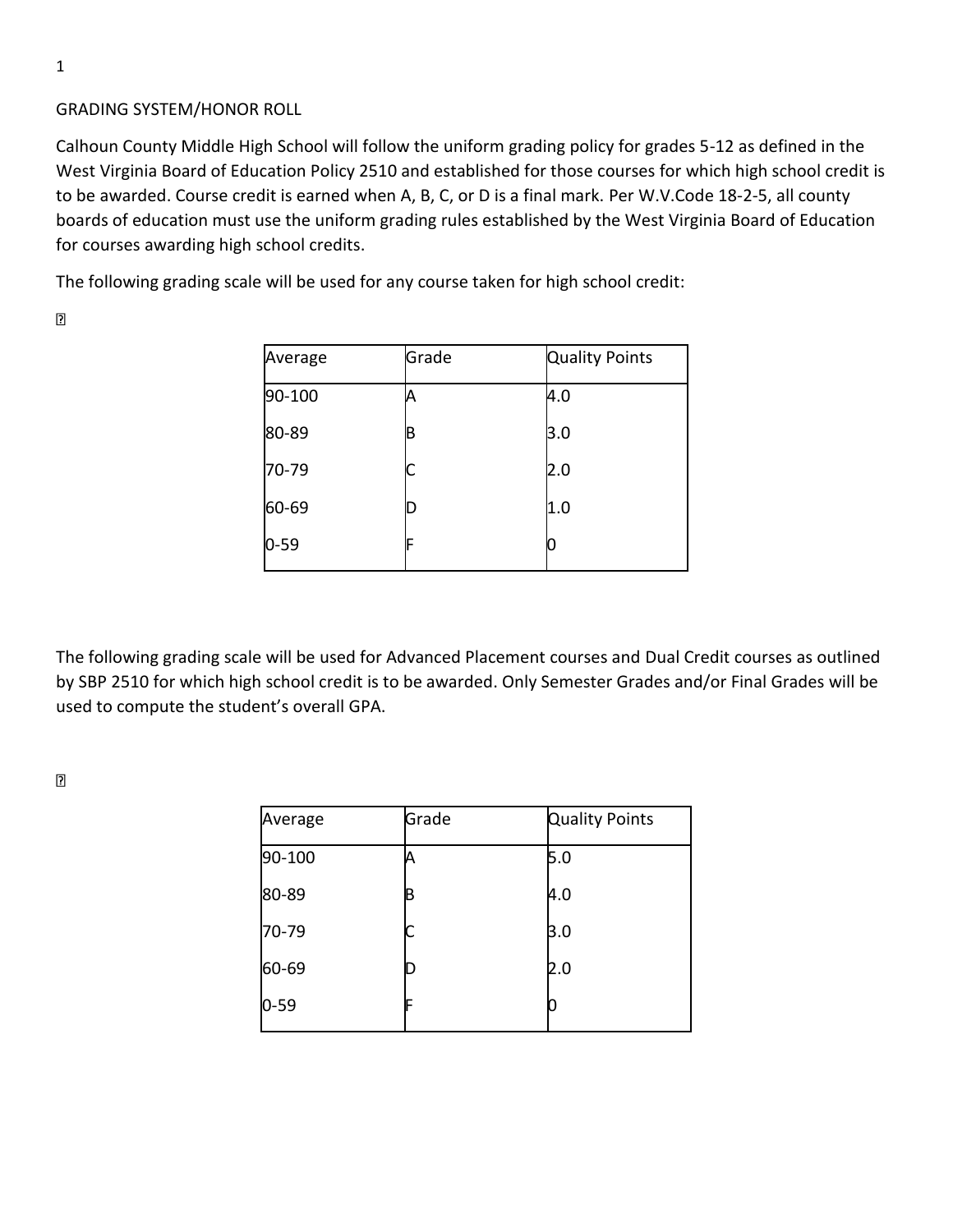## GRADING SYSTEM/HONOR ROLL

Calhoun County Middle High School will follow the uniform grading policy for grades 5-12 as defined in the West Virginia Board of Education Policy 2510 and established for those courses for which high school credit is to be awarded. Course credit is earned when A, B, C, or D is a final mark. Per W.V.Code 18-2-5, all county boards of education must use the uniform grading rules established by the West Virginia Board of Education for courses awarding high school credits.

The following grading scale will be used for any course taken for high school credit:

| Average | Grade | Quality Points |
|---|---|---|
| 90-100 | A | 4.0 |
| 80-89 | B | 3.0 |
| 70-79 | C | 2.0 |
| 60-69 | D | 1.0 |
| 0-59 | F | 0 |

The following grading scale will be used for Advanced Placement courses and Dual Credit courses as outlined by SBP 2510 for which high school credit is to be awarded. Only Semester Grades and/or Final Grades will be used to compute the student's overall GPA.

| Average | Grade | Quality Points |
|---|---|---|
| 90-100 | A | 5.0 |
| 80-89 | B | 4.0 |
| 70-79 | C | 3.0 |
| 60-69 | D | 2.0 |
| 0-59 | F | 0 |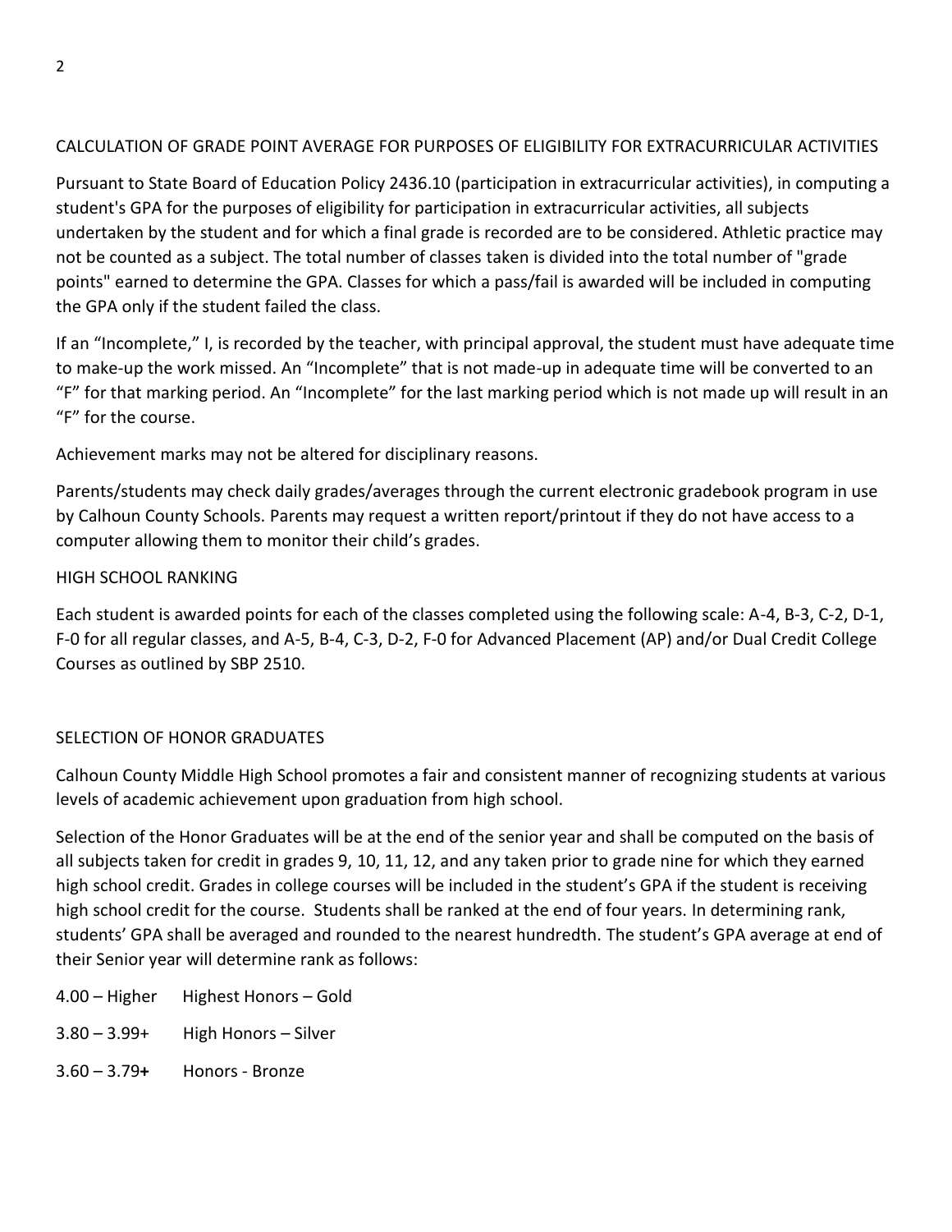## CALCULATION OF GRADE POINT AVERAGE FOR PURPOSES OF ELIGIBILITY FOR EXTRACURRICULAR ACTIVITIES

Pursuant to State Board of Education Policy 2436.10 (participation in extracurricular activities), in computing a student's GPA for the purposes of eligibility for participation in extracurricular activities, all subjects undertaken by the student and for which a final grade is recorded are to be considered. Athletic practice may not be counted as a subject. The total number of classes taken is divided into the total number of "grade points" earned to determine the GPA. Classes for which a pass/fail is awarded will be included in computing the GPA only if the student failed the class.

If an "Incomplete," I, is recorded by the teacher, with principal approval, the student must have adequate time to make-up the work missed. An "Incomplete" that is not made-up in adequate time will be converted to an "F" for that marking period. An "Incomplete" for the last marking period which is not made up will result in an "F" for the course.

Achievement marks may not be altered for disciplinary reasons.

Parents/students may check daily grades/averages through the current electronic gradebook program in use by Calhoun County Schools. Parents may request a written report/printout if they do not have access to a computer allowing them to monitor their child's grades.

## HIGH SCHOOL RANKING

Each student is awarded points for each of the classes completed using the following scale: A-4, B-3, C-2, D-1, F-0 for all regular classes, and A-5, B-4, C-3, D-2, F-0 for Advanced Placement (AP) and/or Dual Credit College Courses as outlined by SBP 2510.

## SELECTION OF HONOR GRADUATES

Calhoun County Middle High School promotes a fair and consistent manner of recognizing students at various levels of academic achievement upon graduation from high school.

Selection of the Honor Graduates will be at the end of the senior year and shall be computed on the basis of all subjects taken for credit in grades 9, 10, 11, 12, and any taken prior to grade nine for which they earned high school credit. Grades in college courses will be included in the student's GPA if the student is receiving high school credit for the course. Students shall be ranked at the end of four years. In determining rank, students' GPA shall be averaged and rounded to the nearest hundredth. The student's GPA average at end of their Senior year will determine rank as follows:

4.00 – Higher Highest Honors – Gold

3.80 – 3.99+ High Honors – Silver

3.60 – 3.79**+** Honors - Bronze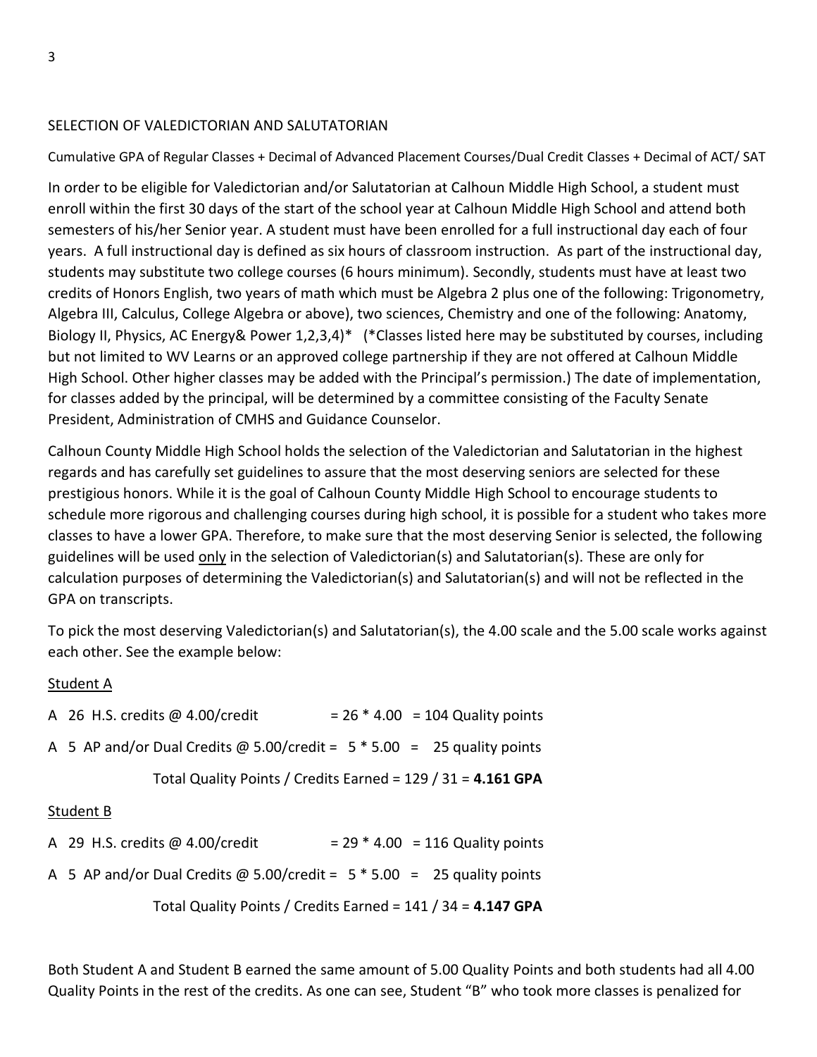## SELECTION OF VALEDICTORIAN AND SALUTATORIAN

Cumulative GPA of Regular Classes + Decimal of Advanced Placement Courses/Dual Credit Classes + Decimal of ACT/ SAT

In order to be eligible for Valedictorian and/or Salutatorian at Calhoun Middle High School, a student must enroll within the first 30 days of the start of the school year at Calhoun Middle High School and attend both semesters of his/her Senior year. A student must have been enrolled for a full instructional day each of four years. A full instructional day is defined as six hours of classroom instruction. As part of the instructional day, students may substitute two college courses (6 hours minimum). Secondly, students must have at least two credits of Honors English, two years of math which must be Algebra 2 plus one of the following: Trigonometry, Algebra III, Calculus, College Algebra or above), two sciences, Chemistry and one of the following: Anatomy, Biology II, Physics, AC Energy& Power 1,2,3,4)* (*Classes listed here may be substituted by courses, including but not limited to WV Learns or an approved college partnership if they are not offered at Calhoun Middle High School. Other higher classes may be added with the Principal's permission.) The date of implementation, for classes added by the principal, will be determined by a committee consisting of the Faculty Senate President, Administration of CMHS and Guidance Counselor.

Calhoun County Middle High School holds the selection of the Valedictorian and Salutatorian in the highest regards and has carefully set guidelines to assure that the most deserving seniors are selected for these prestigious honors. While it is the goal of Calhoun County Middle High School to encourage students to schedule more rigorous and challenging courses during high school, it is possible for a student who takes more classes to have a lower GPA. Therefore, to make sure that the most deserving Senior is selected, the following guidelines will be used <u>only</u> in the selection of Valedictorian(s) and Salutatorian(s). These are only for calculation purposes of determining the Valedictorian(s) and Salutatorian(s) and will not be reflected in the GPA on transcripts.

To pick the most deserving Valedictorian(s) and Salutatorian(s), the 4.00 scale and the 5.00 scale works against each other. See the example below:

<u>Student A</u>

A 26 H.S. credits @ 4.00/credit = 26 * 4.00 = 104 Quality points

A 5 AP and/or Dual Credits @ 5.00/credit = 5 * 5.00 = 25 quality points

Total Quality Points / Credits Earned = 129 / 31 = **4.161 GPA**

<u>Student B</u>

A 29 H.S. credits @ 4.00/credit = 29 * 4.00 = 116 Quality points

A 5 AP and/or Dual Credits @ 5.00/credit = 5 * 5.00 = 25 quality points

Total Quality Points / Credits Earned = 141 / 34 = **4.147 GPA**

Both Student A and Student B earned the same amount of 5.00 Quality Points and both students had all 4.00 Quality Points in the rest of the credits. As one can see, Student "B" who took more classes is penalized for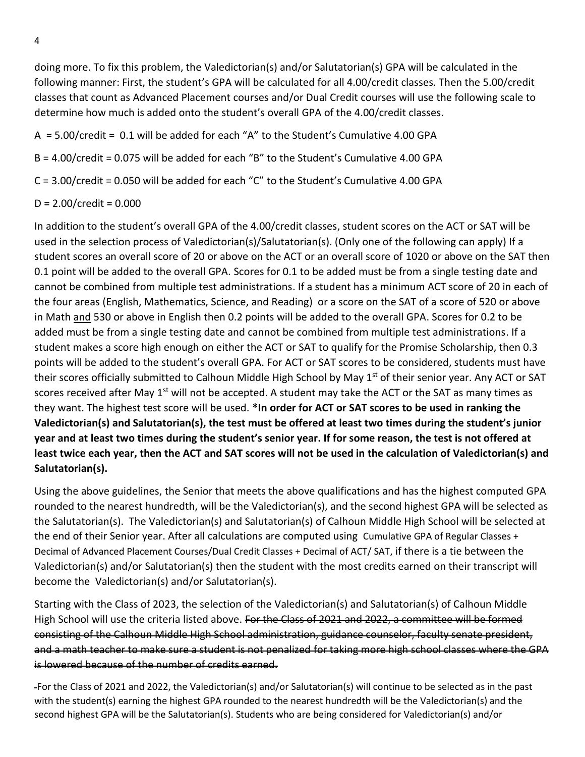doing more. To fix this problem, the Valedictorian(s) and/or Salutatorian(s) GPA will be calculated in the following manner: First, the student's GPA will be calculated for all 4.00/credit classes. Then the 5.00/credit classes that count as Advanced Placement courses and/or Dual Credit courses will use the following scale to determine how much is added onto the student's overall GPA of the 4.00/credit classes.

A = 5.00/credit = 0.1 will be added for each "A" to the Student's Cumulative 4.00 GPA

B = 4.00/credit = 0.075 will be added for each "B" to the Student's Cumulative 4.00 GPA

C = 3.00/credit = 0.050 will be added for each "C" to the Student's Cumulative 4.00 GPA

D = 2.00/credit = 0.000

In addition to the student's overall GPA of the 4.00/credit classes, student scores on the ACT or SAT will be used in the selection process of Valedictorian(s)/Salutatorian(s). (Only one of the following can apply) If a student scores an overall score of 20 or above on the ACT or an overall score of 1020 or above on the SAT then 0.1 point will be added to the overall GPA. Scores for 0.1 to be added must be from a single testing date and cannot be combined from multiple test administrations. If a student has a minimum ACT score of 20 in each of the four areas (English, Mathematics, Science, and Reading) or a score on the SAT of a score of 520 or above in Math <u>and</u> 530 or above in English then 0.2 points will be added to the overall GPA. Scores for 0.2 to be added must be from a single testing date and cannot be combined from multiple test administrations. If a student makes a score high enough on either the ACT or SAT to qualify for the Promise Scholarship, then 0.3 points will be added to the student's overall GPA. For ACT or SAT scores to be considered, students must have their scores officially submitted to Calhoun Middle High School by May 1st of their senior year. Any ACT or SAT scores received after May 1st will not be accepted. A student may take the ACT or the SAT as many times as they want. The highest test score will be used. **\*In order for ACT or SAT scores to be used in ranking the Valedictorian(s) and Salutatorian(s), the test must be offered at least two times during the student's junior year and at least two times during the student's senior year. If for some reason, the test is not offered at least twice each year, then the ACT and SAT scores will not be used in the calculation of Valedictorian(s) and Salutatorian(s).**

Using the above guidelines, the Senior that meets the above qualifications and has the highest computed GPA rounded to the nearest hundredth, will be the Valedictorian(s), and the second highest GPA will be selected as the Salutatorian(s). The Valedictorian(s) and Salutatorian(s) of Calhoun Middle High School will be selected at the end of their Senior year. After all calculations are computed using Cumulative GPA of Regular Classes + Decimal of Advanced Placement Courses/Dual Credit Classes + Decimal of ACT/ SAT, if there is a tie between the Valedictorian(s) and/or Salutatorian(s) then the student with the most credits earned on their transcript will become the Valedictorian(s) and/or Salutatorian(s).

Starting with the Class of 2023, the selection of the Valedictorian(s) and Salutatorian(s) of Calhoun Middle High School will use the criteria listed above. ~~For the Class of 2021 and 2022, a committee will be formed consisting of the Calhoun Middle High School administration, guidance counselor, faculty senate president, and a math teacher to make sure a student is not penalized for taking more high school classes where the GPA is lowered because of the number of credits earned.~~

For the Class of 2021 and 2022, the Valedictorian(s) and/or Salutatorian(s) will continue to be selected as in the past with the student(s) earning the highest GPA rounded to the nearest hundredth will be the Valedictorian(s) and the second highest GPA will be the Salutatorian(s). Students who are being considered for Valedictorian(s) and/or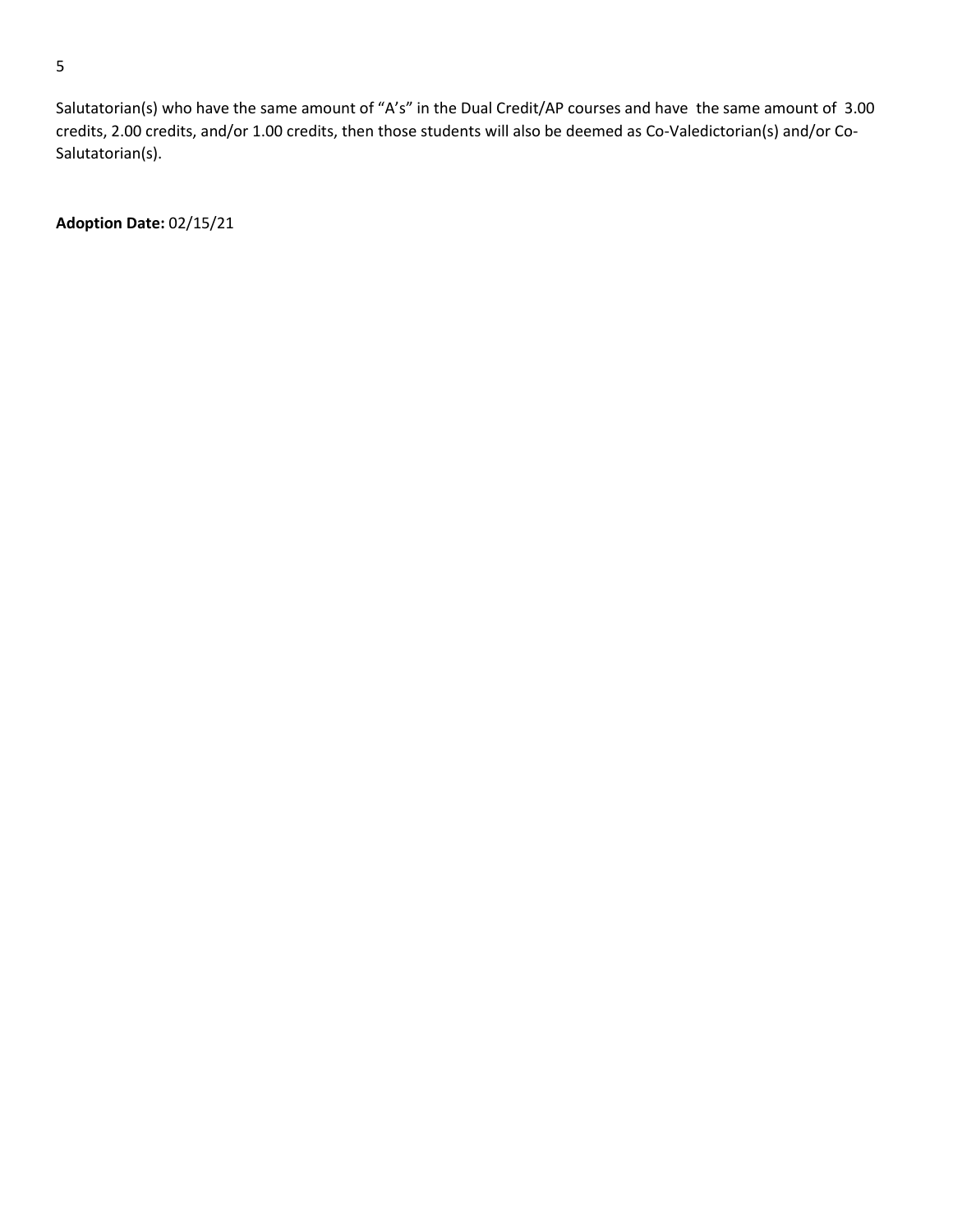Salutatorian(s) who have the same amount of "A's" in the Dual Credit/AP courses and have the same amount of 3.00 credits, 2.00 credits, and/or 1.00 credits, then those students will also be deemed as Co-Valedictorian(s) and/or Co-Salutatorian(s).

**Adoption Date:** 02/15/21